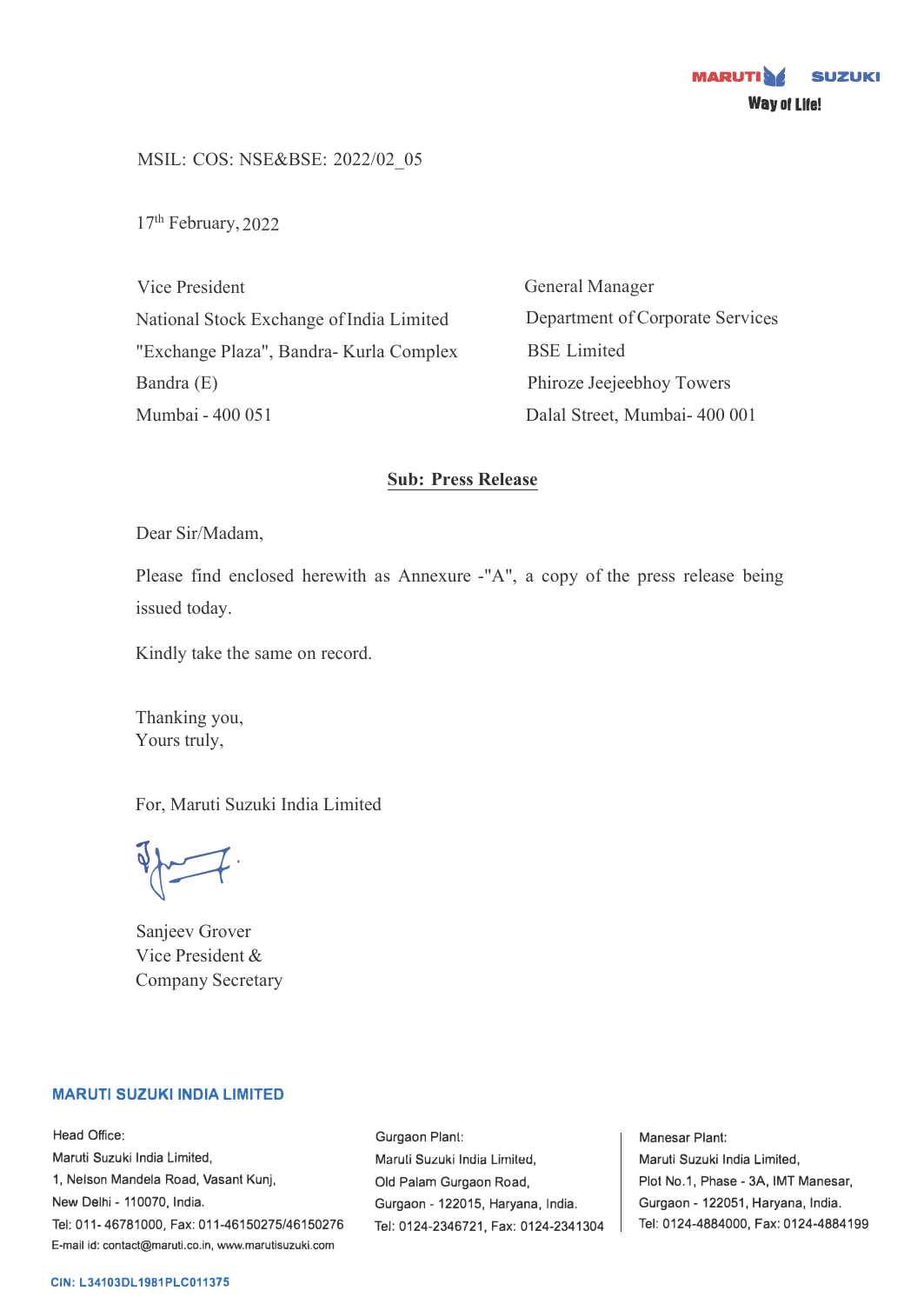MSIL: COS: NSE&BSE: 2022/02_05

17th February, 2022

Vice President
National Stock Exchange of India Limited
"Exchange Plaza", Bandra- Kurla Complex
Bandra (E)
Mumbai - 400 051

General Manager
Department of Corporate Services
BSE Limited
Phiroze Jeejeebhoy Towers
Dalal Street, Mumbai- 400 001

**Sub: Press Release**

Dear Sir/Madam,

Please find enclosed herewith as Annexure -"A", a copy of the press release being issued today.

Kindly take the same on record.

Thanking you,
Yours truly,

For, Maruti Suzuki India Limited

Sanjeev Grover
Vice President &
Company Secretary

**MARUTI SUZUKI INDIA LIMITED**

Head Office:
Maruti Suzuki India Limited,
1, Nelson Mandela Road, Vasant Kunj,
New Delhi - 110070, India.
Tel: 011- 46781000, Fax: 011-46150275/46150276
E-mail id: contact@maruti.co.in, www.marutisuzuki.com

Gurgaon Plant:
Maruti Suzuki India Limited,
Old Palam Gurgaon Road,
Gurgaon - 122015, Haryana, India.
Tel: 0124-2346721, Fax: 0124-2341304

Manesar Plant:
Maruti Suzuki India Limited,
Plot No.1, Phase - 3A, IMT Manesar,
Gurgaon - 122051, Haryana, India.
Tel: 0124-4884000, Fax: 0124-4884199

CIN: L34103DL1981PLC011375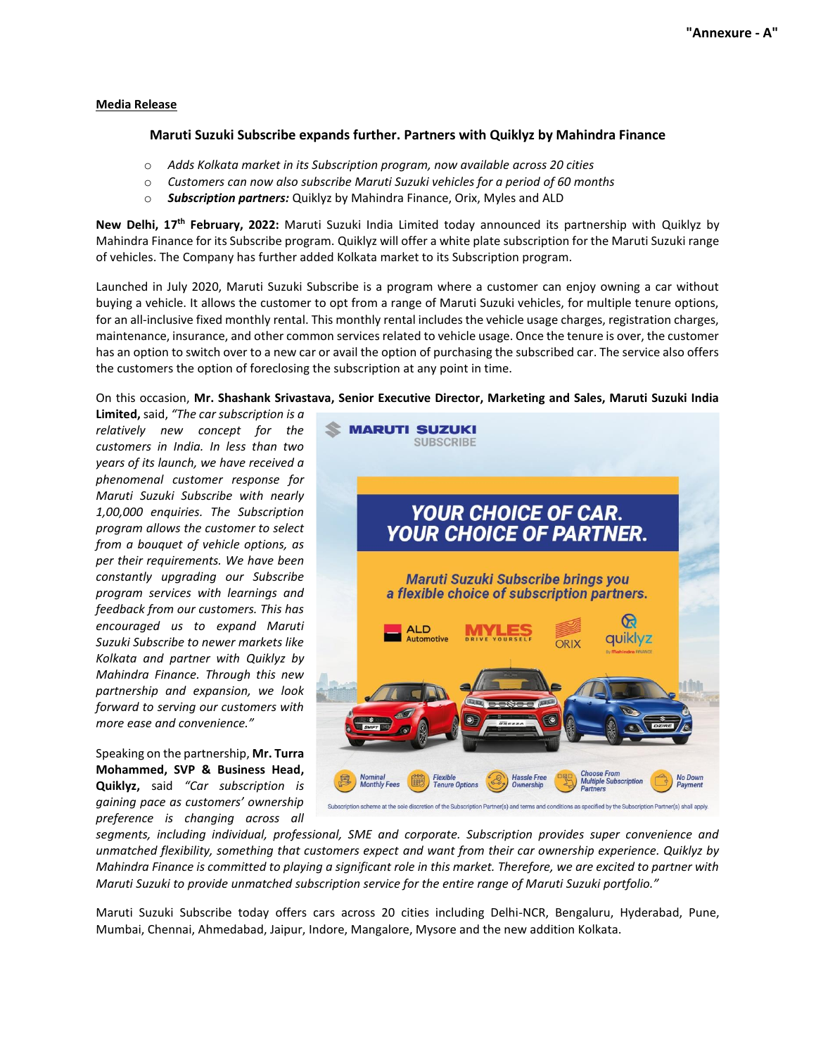"Annexure - A"

**Media Release**

**Maruti Suzuki Subscribe expands further. Partners with Quiklyz by Mahindra Finance**

- *Adds Kolkata market in its Subscription program, now available across 20 cities*
- *Customers can now also subscribe Maruti Suzuki vehicles for a period of 60 months*
- ***Subscription partners:*** Quiklyz by Mahindra Finance, Orix, Myles and ALD

**New Delhi, 17th February, 2022:** Maruti Suzuki India Limited today announced its partnership with Quiklyz by Mahindra Finance for its Subscribe program. Quiklyz will offer a white plate subscription for the Maruti Suzuki range of vehicles. The Company has further added Kolkata market to its Subscription program.

Launched in July 2020, Maruti Suzuki Subscribe is a program where a customer can enjoy owning a car without buying a vehicle. It allows the customer to opt from a range of Maruti Suzuki vehicles, for multiple tenure options, for an all-inclusive fixed monthly rental. This monthly rental includes the vehicle usage charges, registration charges, maintenance, insurance, and other common services related to vehicle usage. Once the tenure is over, the customer has an option to switch over to a new car or avail the option of purchasing the subscribed car. The service also offers the customers the option of foreclosing the subscription at any point in time.

On this occasion, **Mr. Shashank Srivastava, Senior Executive Director, Marketing and Sales, Maruti Suzuki India Limited,** said, *"The car subscription is a relatively new concept for the customers in India. In less than two years of its launch, we have received a phenomenal customer response for Maruti Suzuki Subscribe with nearly 1,00,000 enquiries. The Subscription program allows the customer to select from a bouquet of vehicle options, as per their requirements. We have been constantly upgrading our Subscribe program services with learnings and feedback from our customers. This has encouraged us to expand Maruti Suzuki Subscribe to newer markets like Kolkata and partner with Quiklyz by Mahindra Finance. Through this new partnership and expansion, we look forward to serving our customers with more ease and convenience."*

Speaking on the partnership, **Mr. Turra Mohammed, SVP & Business Head, Quiklyz,** said *"Car subscription is gaining pace as customers' ownership preference is changing across all segments, including individual, professional, SME and corporate. Subscription provides super convenience and unmatched flexibility, something that customers expect and want from their car ownership experience. Quiklyz by Mahindra Finance is committed to playing a significant role in this market. Therefore, we are excited to partner with Maruti Suzuki to provide unmatched subscription service for the entire range of Maruti Suzuki portfolio."*

Maruti Suzuki Subscribe today offers cars across 20 cities including Delhi-NCR, Bengaluru, Hyderabad, Pune, Mumbai, Chennai, Ahmedabad, Jaipur, Indore, Mangalore, Mysore and the new addition Kolkata.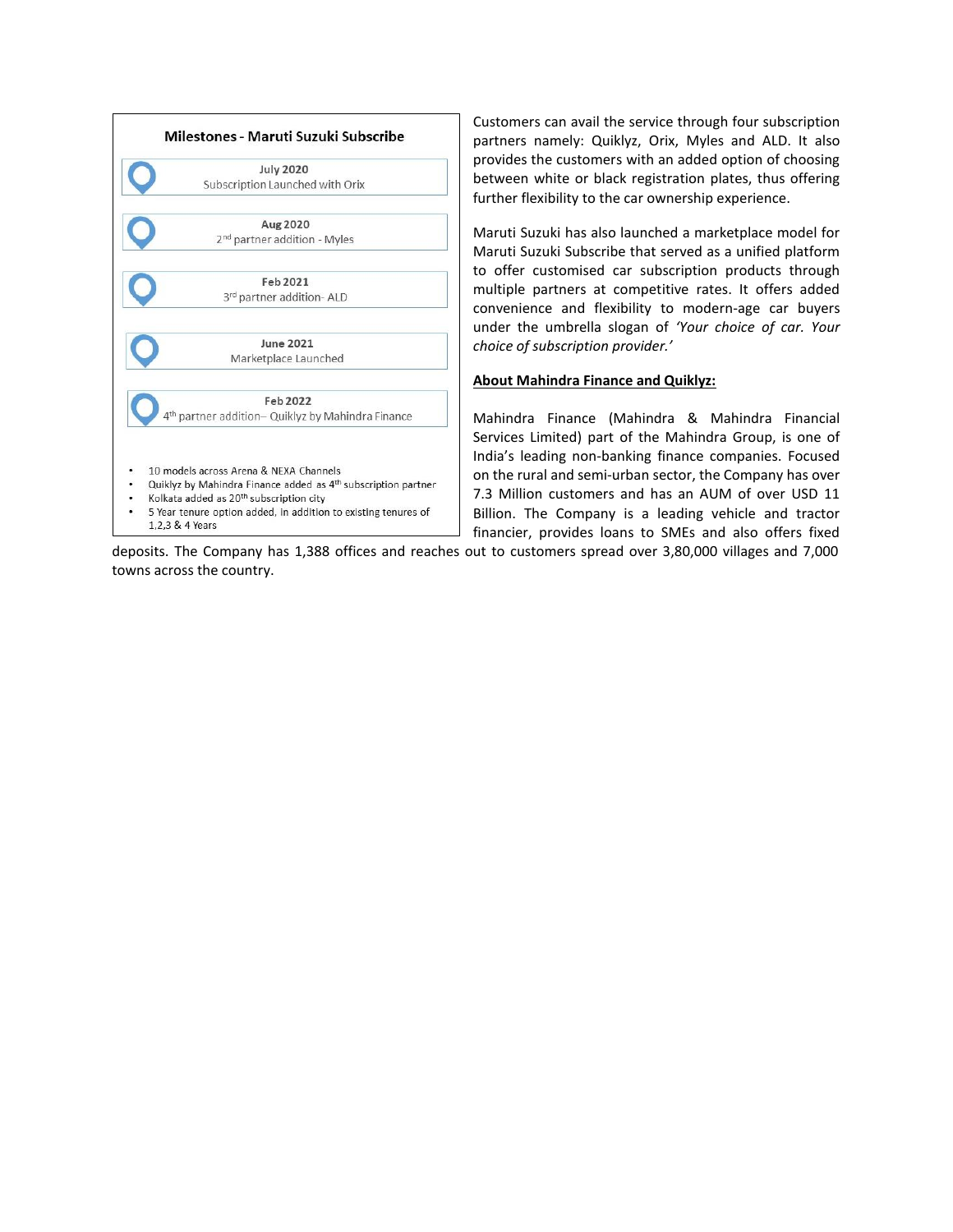**Milestones - Maruti Suzuki Subscribe**

**July 2020**
Subscription Launched with Orix

**Aug 2020**
2nd partner addition - Myles

**Feb 2021**
3rd partner addition- ALD

**June 2021**
Marketplace Launched

**Feb 2022**
4th partner addition– Quiklyz by Mahindra Finance

- 10 models across Arena & NEXA Channels
- Quiklyz by Mahindra Finance added as 4th subscription partner
- Kolkata added as 20th subscription city
- 5 Year tenure option added, in addition to existing tenures of 1,2,3 & 4 Years

Customers can avail the service through four subscription partners namely: Quiklyz, Orix, Myles and ALD. It also provides the customers with an added option of choosing between white or black registration plates, thus offering further flexibility to the car ownership experience.

Maruti Suzuki has also launched a marketplace model for Maruti Suzuki Subscribe that served as a unified platform to offer customised car subscription products through multiple partners at competitive rates. It offers added convenience and flexibility to modern-age car buyers under the umbrella slogan of *'Your choice of car. Your choice of subscription provider.'*

**About Mahindra Finance and Quiklyz:**

Mahindra Finance (Mahindra & Mahindra Financial Services Limited) part of the Mahindra Group, is one of India's leading non-banking finance companies. Focused on the rural and semi-urban sector, the Company has over 7.3 Million customers and has an AUM of over USD 11 Billion. The Company is a leading vehicle and tractor financier, provides loans to SMEs and also offers fixed deposits. The Company has 1,388 offices and reaches out to customers spread over 3,80,000 villages and 7,000 towns across the country.